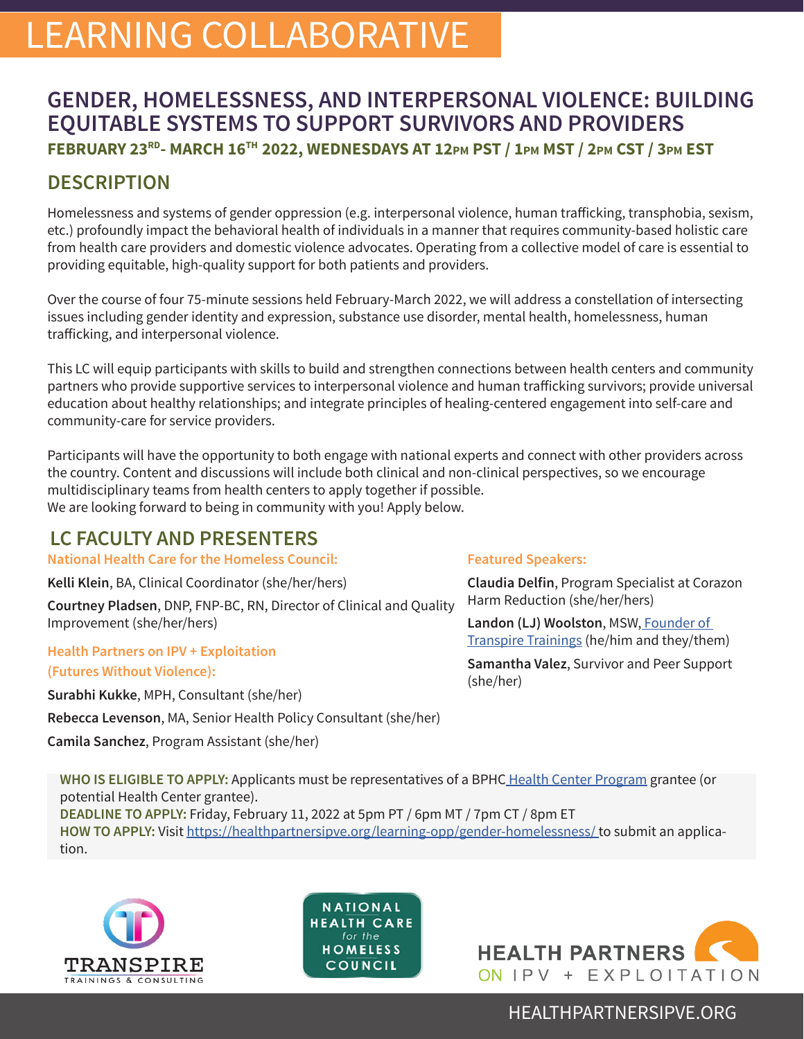# LEARNING COLLABORATIVE

## GENDER, HOMELESSNESS, AND INTERPERSONAL VIOLENCE: BUILDING EQUITABLE SYSTEMS TO SUPPORT SURVIVORS AND PROVIDERS

**FEBRUARY 23RD- MARCH 16TH 2022, WEDNESDAYS AT 12PM PST / 1PM MST / 2PM CST / 3PM EST**

## DESCRIPTION

Homelessness and systems of gender oppression (e.g. interpersonal violence, human trafficking, transphobia, sexism, etc.) profoundly impact the behavioral health of individuals in a manner that requires community-based holistic care from health care providers and domestic violence advocates. Operating from a collective model of care is essential to providing equitable, high-quality support for both patients and providers.

Over the course of four 75-minute sessions held February-March 2022, we will address a constellation of intersecting issues including gender identity and expression, substance use disorder, mental health, homelessness, human trafficking, and interpersonal violence.

This LC will equip participants with skills to build and strengthen connections between health centers and community partners who provide supportive services to interpersonal violence and human trafficking survivors; provide universal education about healthy relationships; and integrate principles of healing-centered engagement into self-care and community-care for service providers.

Participants will have the opportunity to both engage with national experts and connect with other providers across the country. Content and discussions will include both clinical and non-clinical perspectives, so we encourage multidisciplinary teams from health centers to apply together if possible.
We are looking forward to being in community with you! Apply below.

## LC FACULTY AND PRESENTERS

### National Health Care for the Homeless Council:

**Kelli Klein**, BA, Clinical Coordinator (she/her/hers)

**Courtney Pladsen**, DNP, FNP-BC, RN, Director of Clinical and Quality Improvement (she/her/hers)

### Health Partners on IPV + Exploitation (Futures Without Violence):

**Surabhi Kukke**, MPH, Consultant (she/her)

**Rebecca Levenson**, MA, Senior Health Policy Consultant (she/her)

**Camila Sanchez**, Program Assistant (she/her)

### Featured Speakers:

**Claudia Delfin**, Program Specialist at Corazon Harm Reduction (she/her/hers)

**Landon (LJ) Woolston**, MSW, Founder of Transpire Trainings (he/him and they/them)

**Samantha Valez**, Survivor and Peer Support (she/her)

**WHO IS ELIGIBLE TO APPLY:** Applicants must be representatives of a BPHC Health Center Program grantee (or potential Health Center grantee).
**DEADLINE TO APPLY:** Friday, February 11, 2022 at 5pm PT / 6pm MT / 7pm CT / 8pm ET
**HOW TO APPLY:** Visit https://healthpartnersipve.org/learning-opp/gender-homelessness/ to submit an application.

TRANSPIRE TRAININGS & CONSULTING

NATIONAL HEALTH CARE for the HOMELESS COUNCIL

HEALTH PARTNERS ON IPV + EXPLOITATION

HEALTHPARTNERSIPVE.ORG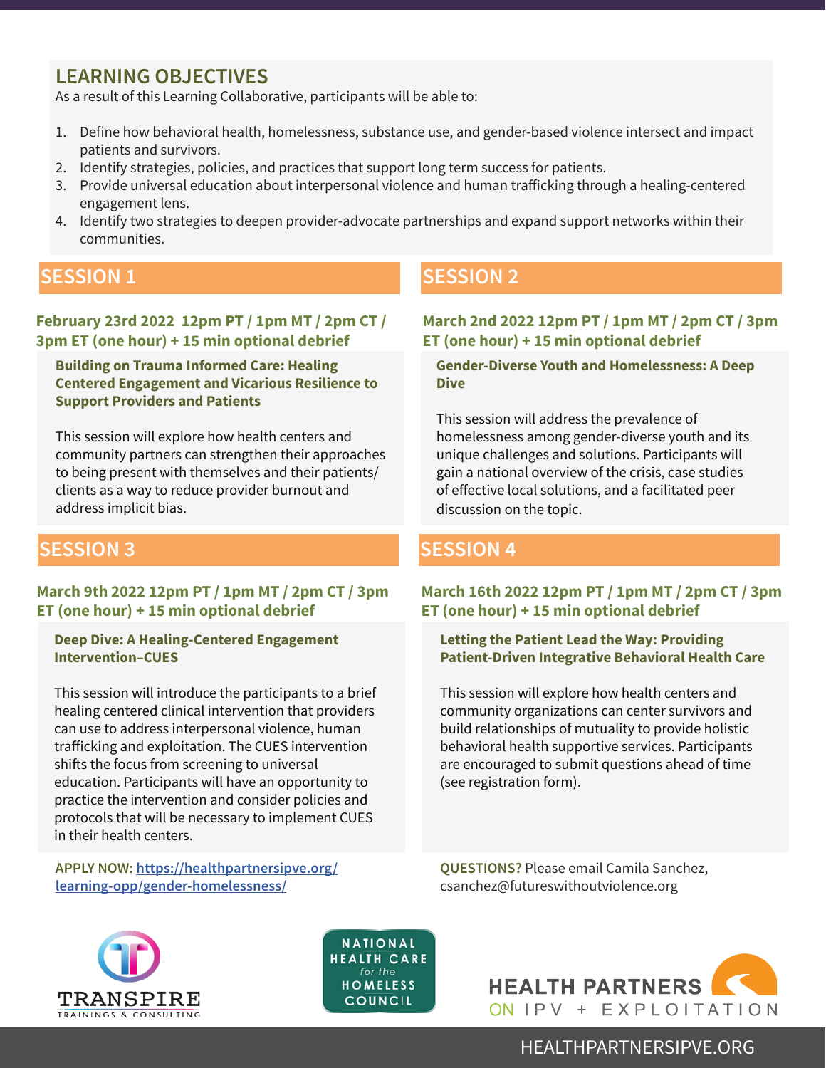## LEARNING OBJECTIVES

As a result of this Learning Collaborative, participants will be able to:

1. Define how behavioral health, homelessness, substance use, and gender-based violence intersect and impact patients and survivors.
2. Identify strategies, policies, and practices that support long term success for patients.
3. Provide universal education about interpersonal violence and human trafficking through a healing-centered engagement lens.
4. Identify two strategies to deepen provider-advocate partnerships and expand support networks within their communities.

## SESSION 1

**February 23rd 2022 12pm PT / 1pm MT / 2pm CT / 3pm ET (one hour) + 15 min optional debrief**

**Building on Trauma Informed Care: Healing Centered Engagement and Vicarious Resilience to Support Providers and Patients**

This session will explore how health centers and community partners can strengthen their approaches to being present with themselves and their patients/ clients as a way to reduce provider burnout and address implicit bias.

## SESSION 2

**March 2nd 2022 12pm PT / 1pm MT / 2pm CT / 3pm ET (one hour) + 15 min optional debrief**

**Gender-Diverse Youth and Homelessness: A Deep Dive**

This session will address the prevalence of homelessness among gender-diverse youth and its unique challenges and solutions. Participants will gain a national overview of the crisis, case studies of effective local solutions, and a facilitated peer discussion on the topic.

## SESSION 3

**March 9th 2022 12pm PT / 1pm MT / 2pm CT / 3pm ET (one hour) + 15 min optional debrief**

**Deep Dive: A Healing-Centered Engagement Intervention–CUES**

This session will introduce the participants to a brief healing centered clinical intervention that providers can use to address interpersonal violence, human trafficking and exploitation. The CUES intervention shifts the focus from screening to universal education. Participants will have an opportunity to practice the intervention and consider policies and protocols that will be necessary to implement CUES in their health centers.

## SESSION 4

**March 16th 2022 12pm PT / 1pm MT / 2pm CT / 3pm ET (one hour) + 15 min optional debrief**

**Letting the Patient Lead the Way: Providing Patient-Driven Integrative Behavioral Health Care**

This session will explore how health centers and community organizations can center survivors and build relationships of mutuality to provide holistic behavioral health supportive services. Participants are encouraged to submit questions ahead of time (see registration form).

**APPLY NOW:** https://healthpartnersipve.org/learning-opp/gender-homelessness/

**QUESTIONS?** Please email Camila Sanchez, csanchez@futureswithoutviolence.org

TRANSPIRE TRAININGS & CONSULTING

NATIONAL HEALTH CARE for the HOMELESS COUNCIL

HEALTH PARTNERS ON IPV + EXPLOITATION

HEALTHPARTNERSIPVE.ORG